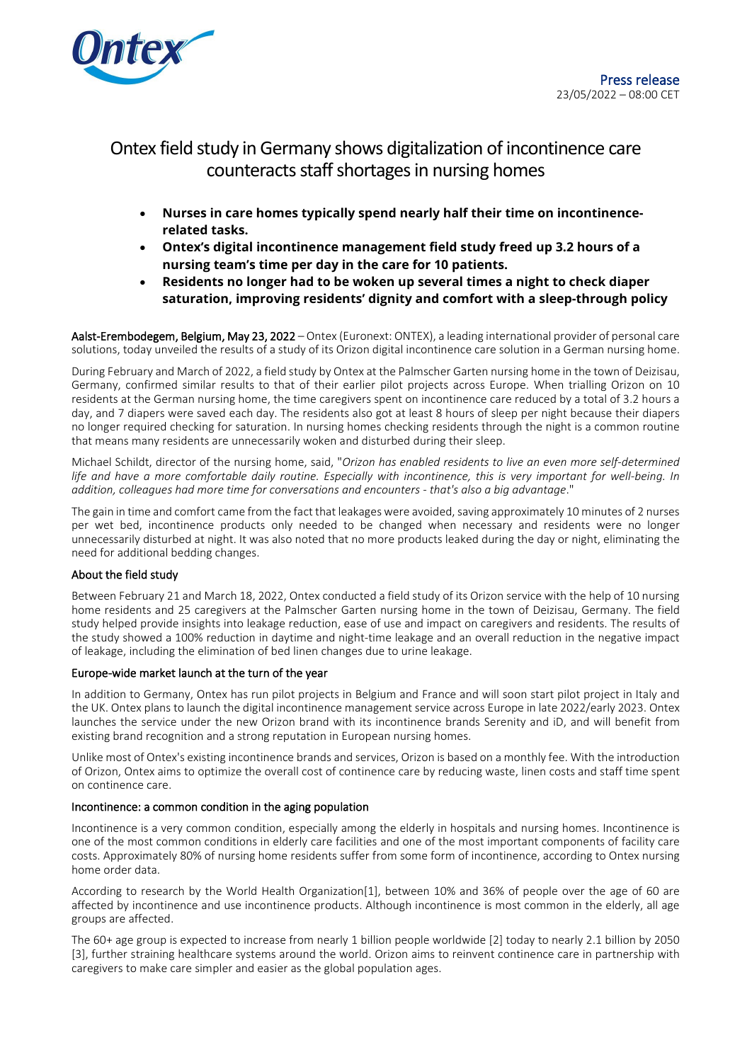Press release
23/05/2022 – 08:00 CET

# Ontex field study in Germany shows digitalization of incontinence care counteracts staff shortages in nursing homes

- **Nurses in care homes typically spend nearly half their time on incontinence-related tasks.**
- **Ontex's digital incontinence management field study freed up 3.2 hours of a nursing team's time per day in the care for 10 patients.**
- **Residents no longer had to be woken up several times a night to check diaper saturation, improving residents' dignity and comfort with a sleep-through policy**

Aalst-Erembodegem, Belgium, May 23, 2022 – Ontex (Euronext: ONTEX), a leading international provider of personal care solutions, today unveiled the results of a study of its Orizon digital incontinence care solution in a German nursing home.

During February and March of 2022, a field study by Ontex at the Palmscher Garten nursing home in the town of Deizisau, Germany, confirmed similar results to that of their earlier pilot projects across Europe. When trialling Orizon on 10 residents at the German nursing home, the time caregivers spent on incontinence care reduced by a total of 3.2 hours a day, and 7 diapers were saved each day. The residents also got at least 8 hours of sleep per night because their diapers no longer required checking for saturation. In nursing homes checking residents through the night is a common routine that means many residents are unnecessarily woken and disturbed during their sleep.

Michael Schildt, director of the nursing home, said, "*Orizon has enabled residents to live an even more self-determined life and have a more comfortable daily routine. Especially with incontinence, this is very important for well-being. In addition, colleagues had more time for conversations and encounters - that's also a big advantage*."

The gain in time and comfort came from the fact that leakages were avoided, saving approximately 10 minutes of 2 nurses per wet bed, incontinence products only needed to be changed when necessary and residents were no longer unnecessarily disturbed at night. It was also noted that no more products leaked during the day or night, eliminating the need for additional bedding changes.

## About the field study

Between February 21 and March 18, 2022, Ontex conducted a field study of its Orizon service with the help of 10 nursing home residents and 25 caregivers at the Palmscher Garten nursing home in the town of Deizisau, Germany. The field study helped provide insights into leakage reduction, ease of use and impact on caregivers and residents. The results of the study showed a 100% reduction in daytime and night-time leakage and an overall reduction in the negative impact of leakage, including the elimination of bed linen changes due to urine leakage.

## Europe-wide market launch at the turn of the year

In addition to Germany, Ontex has run pilot projects in Belgium and France and will soon start pilot project in Italy and the UK. Ontex plans to launch the digital incontinence management service across Europe in late 2022/early 2023. Ontex launches the service under the new Orizon brand with its incontinence brands Serenity and iD, and will benefit from existing brand recognition and a strong reputation in European nursing homes.

Unlike most of Ontex's existing incontinence brands and services, Orizon is based on a monthly fee. With the introduction of Orizon, Ontex aims to optimize the overall cost of continence care by reducing waste, linen costs and staff time spent on continence care.

## Incontinence: a common condition in the aging population

Incontinence is a very common condition, especially among the elderly in hospitals and nursing homes. Incontinence is one of the most common conditions in elderly care facilities and one of the most important components of facility care costs. Approximately 80% of nursing home residents suffer from some form of incontinence, according to Ontex nursing home order data.

According to research by the World Health Organization[1], between 10% and 36% of people over the age of 60 are affected by incontinence and use incontinence products. Although incontinence is most common in the elderly, all age groups are affected.

The 60+ age group is expected to increase from nearly 1 billion people worldwide [2] today to nearly 2.1 billion by 2050 [3], further straining healthcare systems around the world. Orizon aims to reinvent continence care in partnership with caregivers to make care simpler and easier as the global population ages.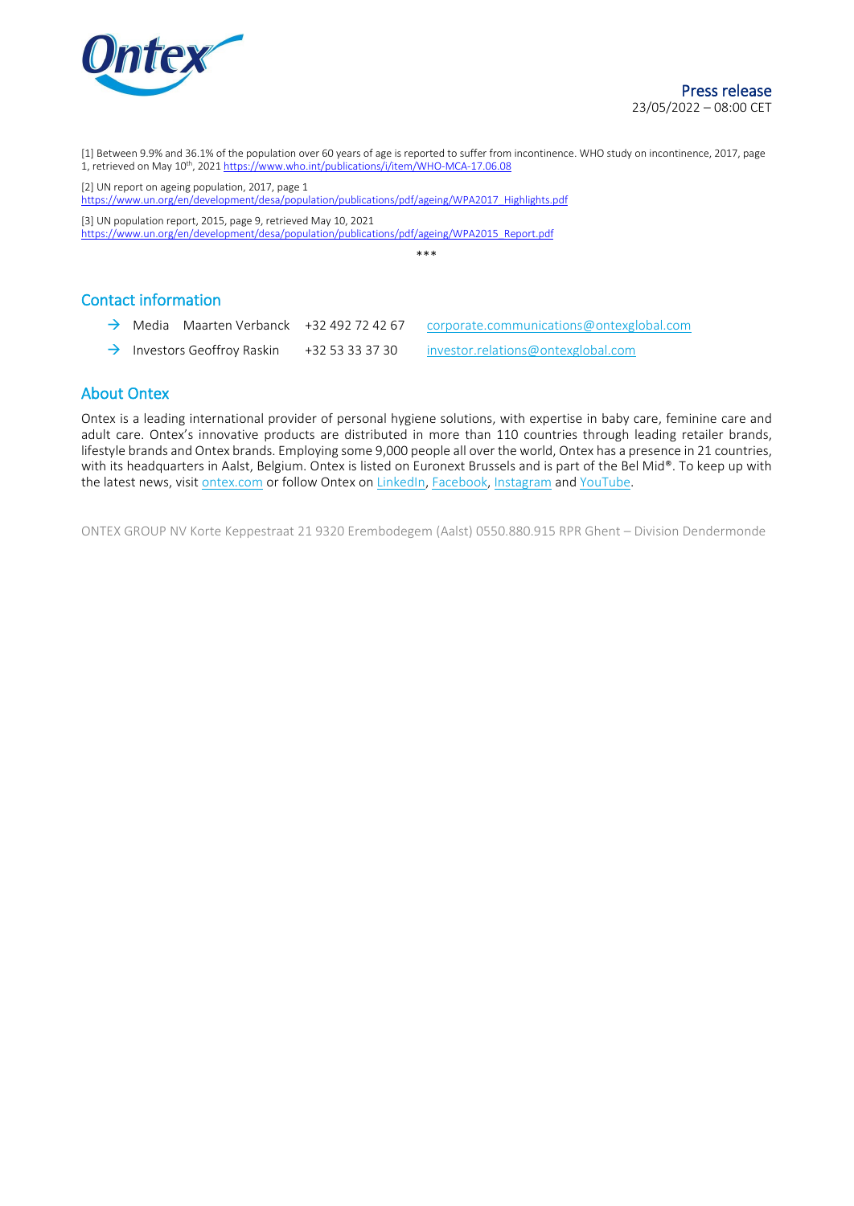[1] Between 9.9% and 36.1% of the population over 60 years of age is reported to suffer from incontinence. WHO study on incontinence, 2017, page 1, retrieved on May 10th, 2021 https://www.who.int/publications/i/item/WHO-MCA-17.06.08

[2] UN report on ageing population, 2017, page 1
https://www.un.org/en/development/desa/population/publications/pdf/ageing/WPA2017_Highlights.pdf

[3] UN population report, 2015, page 9, retrieved May 10, 2021
https://www.un.org/en/development/desa/population/publications/pdf/ageing/WPA2015_Report.pdf

***

## Contact information

- Media Maarten Verbanck +32 492 72 42 67 corporate.communications@ontexglobal.com
- Investors Geoffroy Raskin +32 53 33 37 30 investor.relations@ontexglobal.com

## About Ontex

Ontex is a leading international provider of personal hygiene solutions, with expertise in baby care, feminine care and adult care. Ontex's innovative products are distributed in more than 110 countries through leading retailer brands, lifestyle brands and Ontex brands. Employing some 9,000 people all over the world, Ontex has a presence in 21 countries, with its headquarters in Aalst, Belgium. Ontex is listed on Euronext Brussels and is part of the Bel Mid®. To keep up with the latest news, visit ontex.com or follow Ontex on LinkedIn, Facebook, Instagram and YouTube.

ONTEX GROUP NV Korte Keppestraat 21 9320 Erembodegem (Aalst) 0550.880.915 RPR Ghent – Division Dendermonde